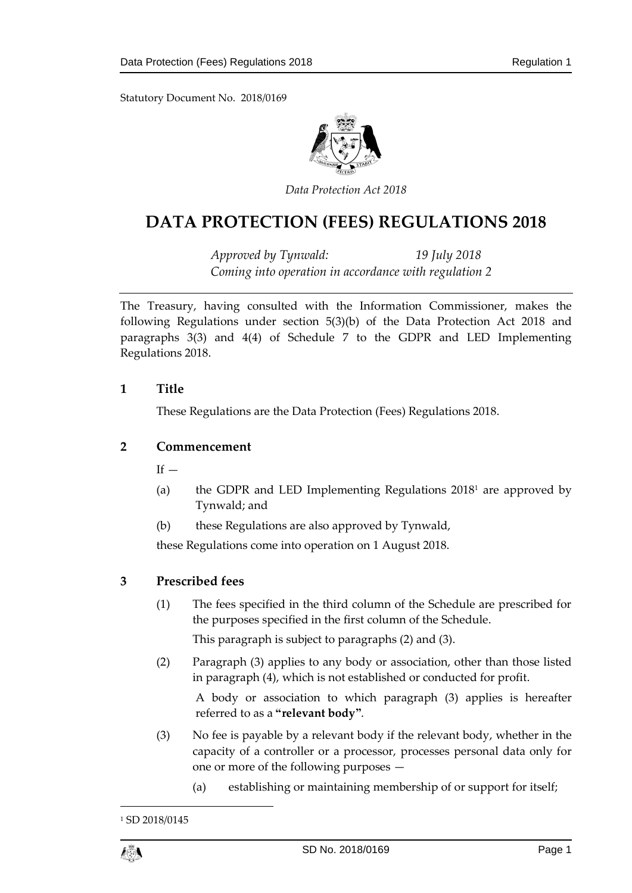Statutory Document No. 2018/0169

*Data Protection Act 2018*

# DATA PROTECTION (FEES) REGULATIONS 2018

*Approved by Tynwald: 19 July 2018*
*Coming into operation in accordance with regulation 2*

The Treasury, having consulted with the Information Commissioner, makes the following Regulations under section 5(3)(b) of the Data Protection Act 2018 and paragraphs 3(3) and 4(4) of Schedule 7 to the GDPR and LED Implementing Regulations 2018.

## 1 Title

These Regulations are the Data Protection (Fees) Regulations 2018.

## 2 Commencement

If —

(a) the GDPR and LED Implementing Regulations 2018[1] are approved by Tynwald; and

(b) these Regulations are also approved by Tynwald,

these Regulations come into operation on 1 August 2018.

## 3 Prescribed fees

(1) The fees specified in the third column of the Schedule are prescribed for the purposes specified in the first column of the Schedule.

This paragraph is subject to paragraphs (2) and (3).

(2) Paragraph (3) applies to any body or association, other than those listed in paragraph (4), which is not established or conducted for profit.

A body or association to which paragraph (3) applies is hereafter referred to as a **"relevant body"**.

(3) No fee is payable by a relevant body if the relevant body, whether in the capacity of a controller or a processor, processes personal data only for one or more of the following purposes —

(a) establishing or maintaining membership of or support for itself;

[1] SD 2018/0145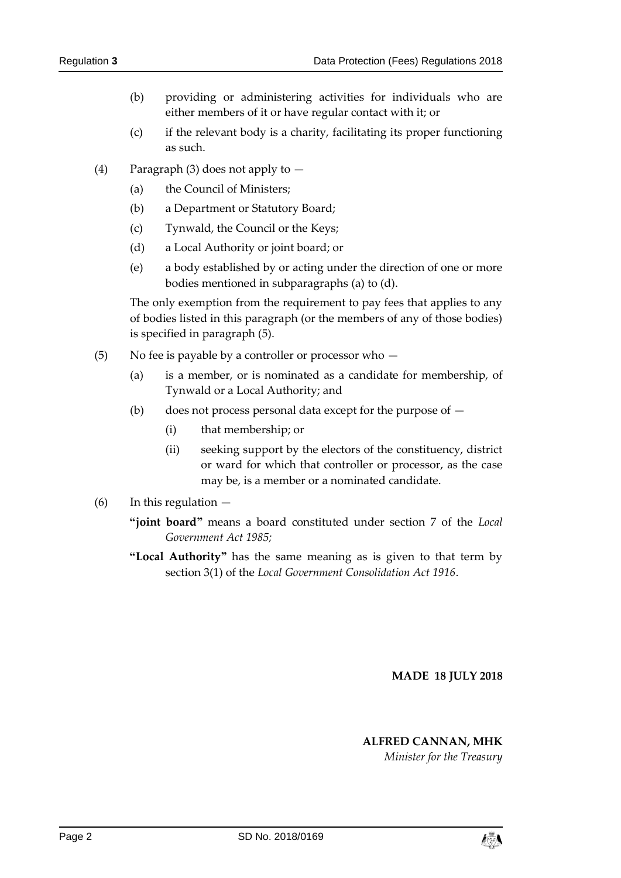(b) providing or administering activities for individuals who are either members of it or have regular contact with it; or

(c) if the relevant body is a charity, facilitating its proper functioning as such.

(4) Paragraph (3) does not apply to —

(a) the Council of Ministers;

(b) a Department or Statutory Board;

(c) Tynwald, the Council or the Keys;

(d) a Local Authority or joint board; or

(e) a body established by or acting under the direction of one or more bodies mentioned in subparagraphs (a) to (d).

The only exemption from the requirement to pay fees that applies to any of bodies listed in this paragraph (or the members of any of those bodies) is specified in paragraph (5).

(5) No fee is payable by a controller or processor who —

(a) is a member, or is nominated as a candidate for membership, of Tynwald or a Local Authority; and

(b) does not process personal data except for the purpose of —

(i) that membership; or

(ii) seeking support by the electors of the constituency, district or ward for which that controller or processor, as the case may be, is a member or a nominated candidate.

(6) In this regulation —

**"joint board"** means a board constituted under section 7 of the *Local Government Act 1985;*

**"Local Authority"** has the same meaning as is given to that term by section 3(1) of the *Local Government Consolidation Act 1916*.

**MADE 18 JULY 2018**

**ALFRED CANNAN, MHK**
*Minister for the Treasury*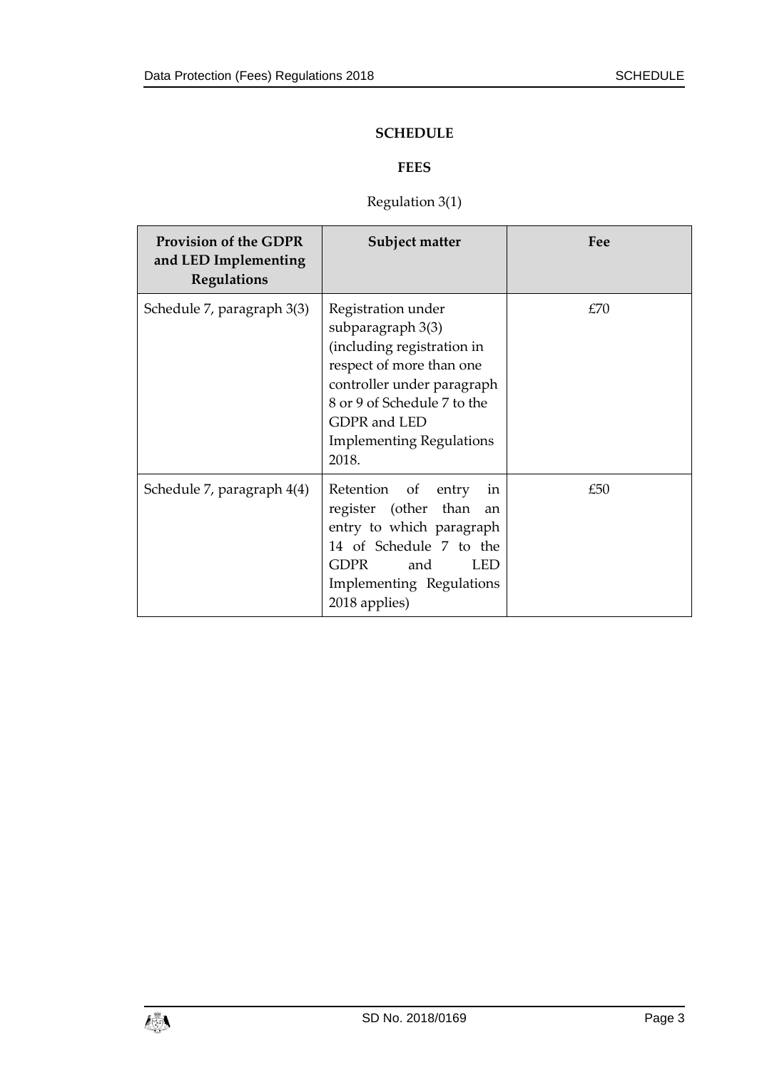## SCHEDULE

## FEES

Regulation 3(1)

| Provision of the GDPR and LED Implementing Regulations | Subject matter | Fee |
|---|---|---|
| Schedule 7, paragraph 3(3) | Registration under subparagraph 3(3) (including registration in respect of more than one controller under paragraph 8 or 9 of Schedule 7 to the GDPR and LED Implementing Regulations 2018. | £70 |
| Schedule 7, paragraph 4(4) | Retention of entry in register (other than an entry to which paragraph 14 of Schedule 7 to the GDPR and LED Implementing Regulations 2018 applies) | £50 |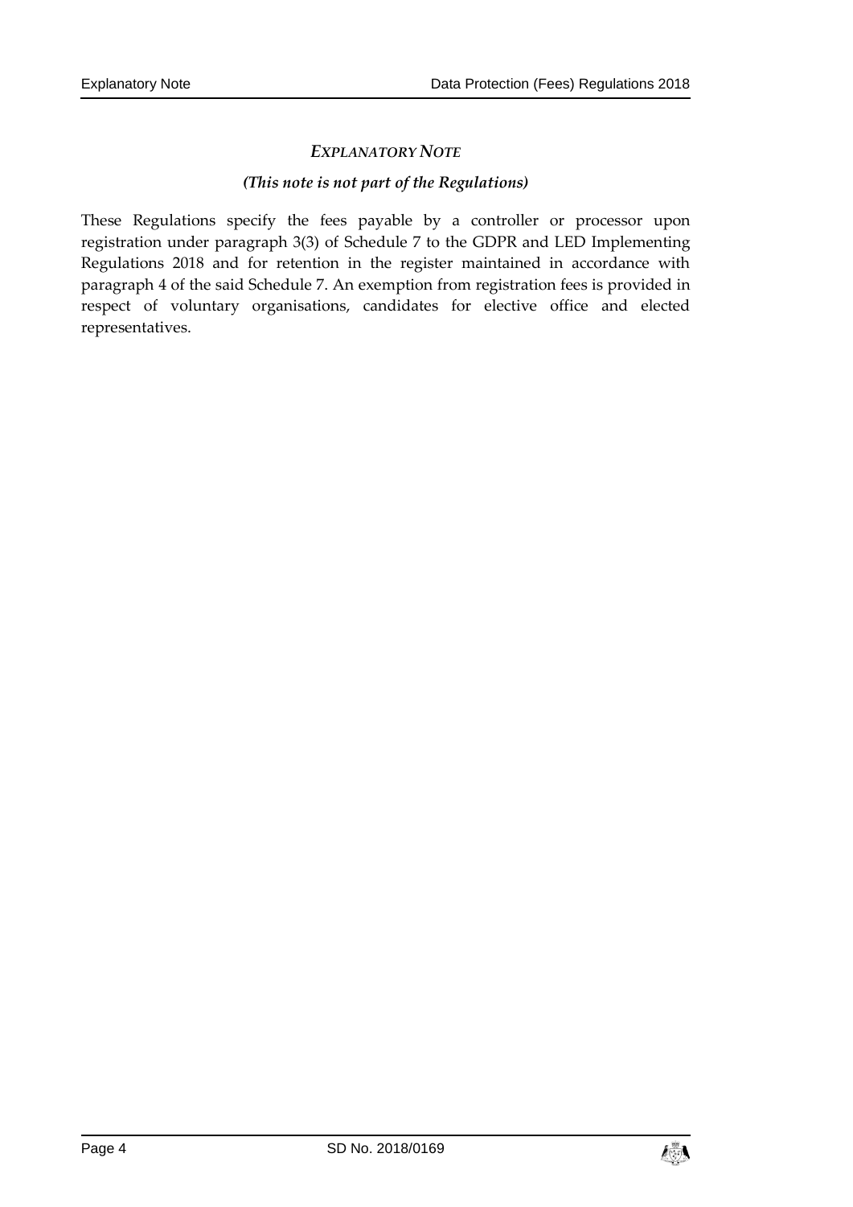## *EXPLANATORY NOTE*

***(This note is not part of the Regulations)***

These Regulations specify the fees payable by a controller or processor upon registration under paragraph 3(3) of Schedule 7 to the GDPR and LED Implementing Regulations 2018 and for retention in the register maintained in accordance with paragraph 4 of the said Schedule 7. An exemption from registration fees is provided in respect of voluntary organisations, candidates for elective office and elected representatives.